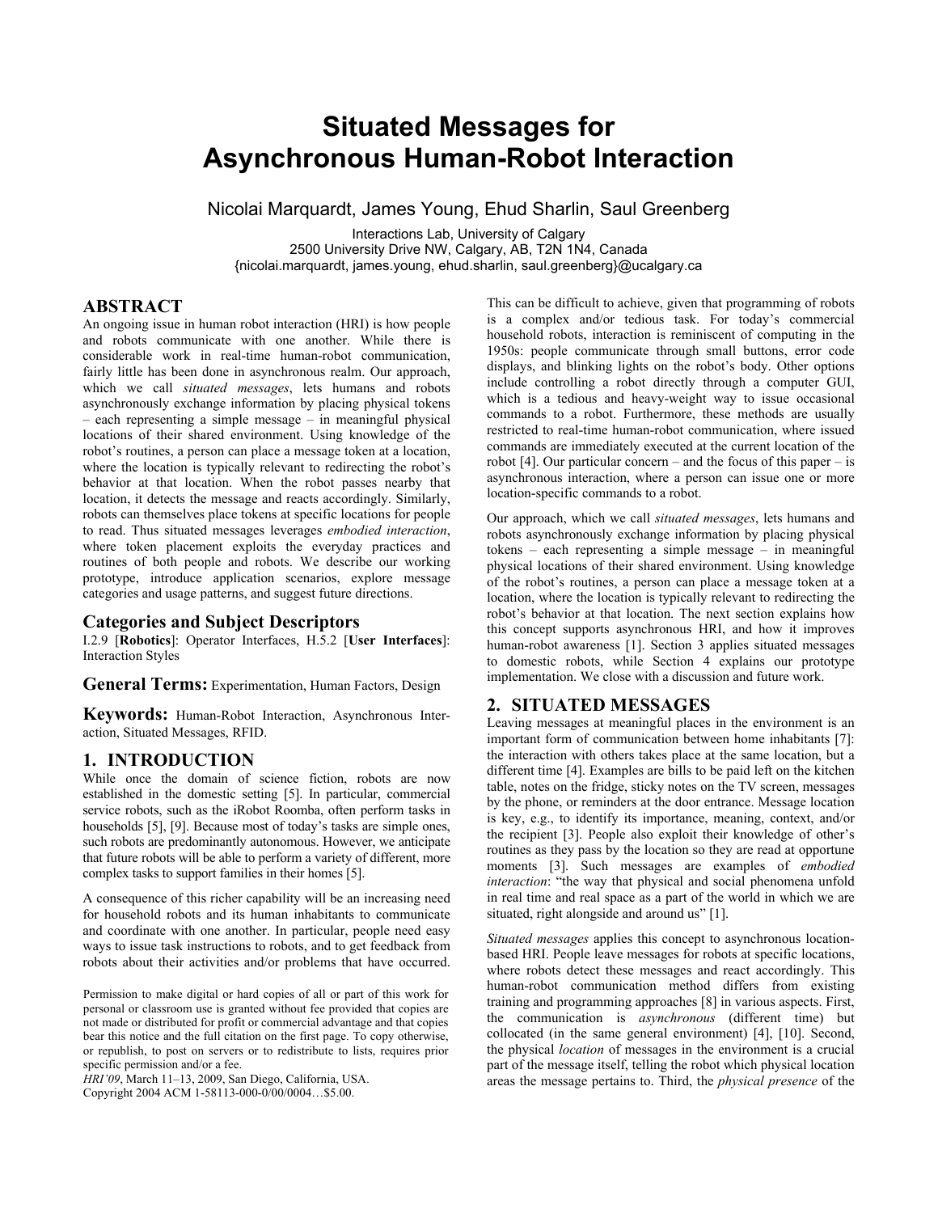// Situated Messages for Asynchronous Human-Robot Interaction

Nicolai Marquardt, James Young, Ehud Sharlin, Saul Greenberg

Interactions Lab, University of Calgary
2500 University Drive NW, Calgary, AB, T2N 1N4, Canada
{nicolai.marquardt, james.young, ehud.sharlin, saul.greenberg}@ucalgary.ca

## ABSTRACT

An ongoing issue in human robot interaction (HRI) is how people and robots communicate with one another. While there is considerable work in real-time human-robot communication, fairly little has been done in asynchronous realm. Our approach, which we call *situated messages*, lets humans and robots asynchronously exchange information by placing physical tokens – each representing a simple message – in meaningful physical locations of their shared environment. Using knowledge of the robot's routines, a person can place a message token at a location, where the location is typically relevant to redirecting the robot's behavior at that location. When the robot passes nearby that location, it detects the message and reacts accordingly. Similarly, robots can themselves place tokens at specific locations for people to read. Thus situated messages leverages *embodied interaction*, where token placement exploits the everyday practices and routines of both people and robots. We describe our working prototype, introduce application scenarios, explore message categories and usage patterns, and suggest future directions.

### Categories and Subject Descriptors

I.2.9 [**Robotics**]: Operator Interfaces, H.5.2 [**User Interfaces**]: Interaction Styles

### General Terms:

Experimentation, Human Factors, Design

### Keywords:

Human-Robot Interaction, Asynchronous Interaction, Situated Messages, RFID.

## 1. INTRODUCTION

While once the domain of science fiction, robots are now established in the domestic setting [5]. In particular, commercial service robots, such as the iRobot Roomba, often perform tasks in households [5], [9]. Because most of today's tasks are simple ones, such robots are predominantly autonomous. However, we anticipate that future robots will be able to perform a variety of different, more complex tasks to support families in their homes [5].

A consequence of this richer capability will be an increasing need for household robots and its human inhabitants to communicate and coordinate with one another. In particular, people need easy ways to issue task instructions to robots, and to get feedback from robots about their activities and/or problems that have occurred. This can be difficult to achieve, given that programming of robots is a complex and/or tedious task. For today's commercial household robots, interaction is reminiscent of computing in the 1950s: people communicate through small buttons, error code displays, and blinking lights on the robot's body. Other options include controlling a robot directly through a computer GUI, which is a tedious and heavy-weight way to issue occasional commands to a robot. Furthermore, these methods are usually restricted to real-time human-robot communication, where issued commands are immediately executed at the current location of the robot [4]. Our particular concern – and the focus of this paper – is asynchronous interaction, where a person can issue one or more location-specific commands to a robot.

Our approach, which we call *situated messages*, lets humans and robots asynchronously exchange information by placing physical tokens – each representing a simple message – in meaningful physical locations of their shared environment. Using knowledge of the robot's routines, a person can place a message token at a location, where the location is typically relevant to redirecting the robot's behavior at that location. The next section explains how this concept supports asynchronous HRI, and how it improves human-robot awareness [1]. Section 3 applies situated messages to domestic robots, while Section 4 explains our prototype implementation. We close with a discussion and future work.

## 2. SITUATED MESSAGES

Leaving messages at meaningful places in the environment is an important form of communication between home inhabitants [7]: the interaction with others takes place at the same location, but a different time [4]. Examples are bills to be paid left on the kitchen table, notes on the fridge, sticky notes on the TV screen, messages by the phone, or reminders at the door entrance. Message location is key, e.g., to identify its importance, meaning, context, and/or the recipient [3]. People also exploit their knowledge of other's routines as they pass by the location so they are read at opportune moments [3]. Such messages are examples of *embodied interaction*: "the way that physical and social phenomena unfold in real time and real space as a part of the world in which we are situated, right alongside and around us" [1].

*Situated messages* applies this concept to asynchronous location-based HRI. People leave messages for robots at specific locations, where robots detect these messages and react accordingly. This human-robot communication method differs from existing training and programming approaches [8] in various aspects. First, the communication is *asynchronous* (different time) but collocated (in the same general environment) [4], [10]. Second, the physical *location* of messages in the environment is a crucial part of the message itself, telling the robot which physical location areas the message pertains to. Third, the *physical presence* of the

Permission to make digital or hard copies of all or part of this work for personal or classroom use is granted without fee provided that copies are not made or distributed for profit or commercial advantage and that copies bear this notice and the full citation on the first page. To copy otherwise, or republish, to post on servers or to redistribute to lists, requires prior specific permission and/or a fee.
*HRI'09*, March 11–13, 2009, San Diego, California, USA.
Copyright 2004 ACM 1-58113-000-0/00/0004…$5.00.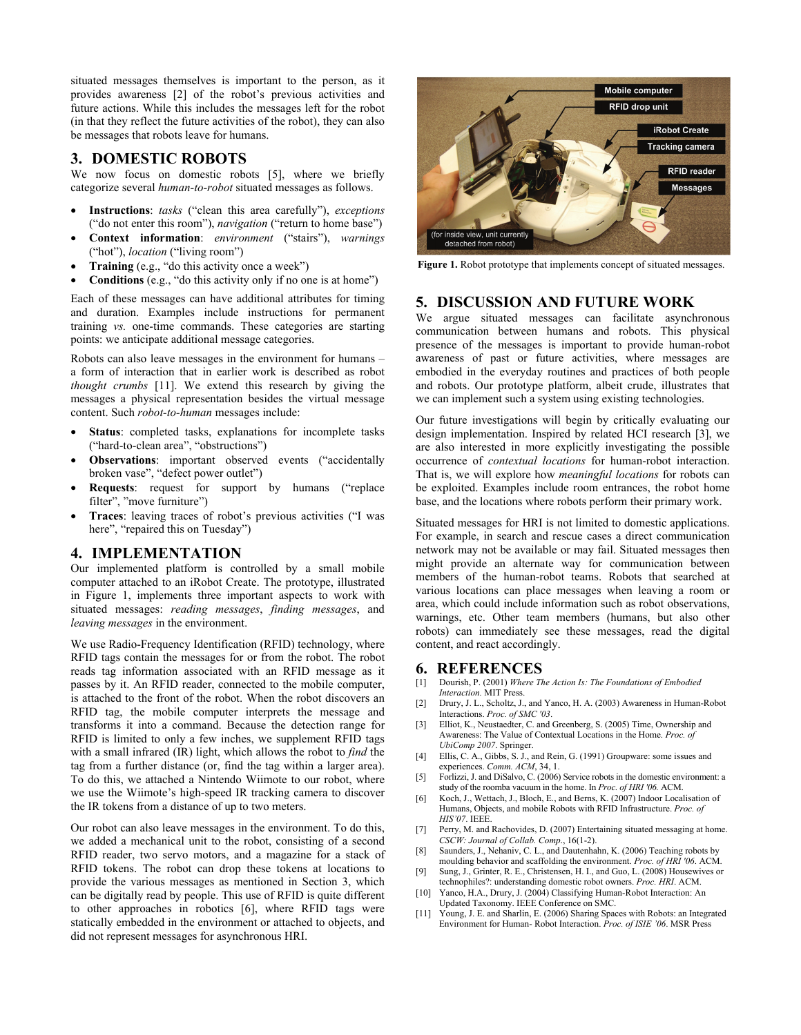situated messages themselves is important to the person, as it provides awareness [2] of the robot's previous activities and future actions. While this includes the messages left for the robot (in that they reflect the future activities of the robot), they can also be messages that robots leave for humans.

## 3. DOMESTIC ROBOTS

We now focus on domestic robots [5], where we briefly categorize several *human-to-robot* situated messages as follows.

- **Instructions**: *tasks* ("clean this area carefully"), *exceptions* ("do not enter this room"), *navigation* ("return to home base")
- **Context information**: *environment* ("stairs"), *warnings* ("hot"), *location* ("living room")
- **Training** (e.g., "do this activity once a week")
- **Conditions** (e.g., "do this activity only if no one is at home")

Each of these messages can have additional attributes for timing and duration. Examples include instructions for permanent training *vs.* one-time commands. These categories are starting points: we anticipate additional message categories.

Robots can also leave messages in the environment for humans – a form of interaction that in earlier work is described as robot *thought crumbs* [11]. We extend this research by giving the messages a physical representation besides the virtual message content. Such *robot-to-human* messages include:

- **Status**: completed tasks, explanations for incomplete tasks ("hard-to-clean area", "obstructions")
- **Observations**: important observed events ("accidentally broken vase", "defect power outlet")
- **Requests**: request for support by humans ("replace filter", "move furniture")
- **Traces**: leaving traces of robot's previous activities ("I was here", "repaired this on Tuesday")

## 4. IMPLEMENTATION

Our implemented platform is controlled by a small mobile computer attached to an iRobot Create. The prototype, illustrated in Figure 1, implements three important aspects to work with situated messages: *reading messages*, *finding messages*, and *leaving messages* in the environment.

We use Radio-Frequency Identification (RFID) technology, where RFID tags contain the messages for or from the robot. The robot reads tag information associated with an RFID message as it passes by it. An RFID reader, connected to the mobile computer, is attached to the front of the robot. When the robot discovers an RFID tag, the mobile computer interprets the message and transforms it into a command. Because the detection range for RFID is limited to only a few inches, we supplement RFID tags with a small infrared (IR) light, which allows the robot to *find* the tag from a further distance (or, find the tag within a larger area). To do this, we attached a Nintendo Wiimote to our robot, where we use the Wiimote's high-speed IR tracking camera to discover the IR tokens from a distance of up to two meters.

Our robot can also leave messages in the environment. To do this, we added a mechanical unit to the robot, consisting of a second RFID reader, two servo motors, and a magazine for a stack of RFID tokens. The robot can drop these tokens at locations to provide the various messages as mentioned in Section 3, which can be digitally read by people. This use of RFID is quite different to other approaches in robotics [6], where RFID tags were statically embedded in the environment or attached to objects, and did not represent messages for asynchronous HRI.

Mobile computer

RFID drop unit

iRobot Create

Tracking camera

RFID reader

Messages

(for inside view, unit currently detached from robot)

**Figure 1.** Robot prototype that implements concept of situated messages.

## 5. DISCUSSION AND FUTURE WORK

We argue situated messages can facilitate asynchronous communication between humans and robots. This physical presence of the messages is important to provide human-robot awareness of past or future activities, where messages are embodied in the everyday routines and practices of both people and robots. Our prototype platform, albeit crude, illustrates that we can implement such a system using existing technologies.

Our future investigations will begin by critically evaluating our design implementation. Inspired by related HCI research [3], we are also interested in more explicitly investigating the possible occurrence of *contextual locations* for human-robot interaction. That is, we will explore how *meaningful locations* for robots can be exploited. Examples include room entrances, the robot home base, and the locations where robots perform their primary work.

Situated messages for HRI is not limited to domestic applications. For example, in search and rescue cases a direct communication network may not be available or may fail. Situated messages then might provide an alternate way for communication between members of the human-robot teams. Robots that searched at various locations can place messages when leaving a room or area, which could include information such as robot observations, warnings, etc. Other team members (humans, but also other robots) can immediately see these messages, read the digital content, and react accordingly.

## 6. REFERENCES

[1] Dourish, P. (2001) *Where The Action Is: The Foundations of Embodied Interaction.* MIT Press.

[2] Drury, J. L., Scholtz, J., and Yanco, H. A. (2003) Awareness in Human-Robot Interactions. *Proc. of SMC '03*.

[3] Elliot, K., Neustaedter, C. and Greenberg, S. (2005) Time, Ownership and Awareness: The Value of Contextual Locations in the Home. *Proc. of UbiComp 2007*. Springer.

[4] Ellis, C. A., Gibbs, S. J., and Rein, G. (1991) Groupware: some issues and experiences. *Comm. ACM*, 34, 1.

[5] Forlizzi, J. and DiSalvo, C. (2006) Service robots in the domestic environment: a study of the roomba vacuum in the home. In *Proc. of HRI '06.* ACM.

[6] Koch, J., Wettach, J., Bloch, E., and Berns, K. (2007) Indoor Localisation of Humans, Objects, and mobile Robots with RFID Infrastructure. *Proc. of HIS'07*. IEEE.

[7] Perry, M. and Rachovides, D. (2007) Entertaining situated messaging at home. *CSCW: Journal of Collab. Comp*., 16(1-2).

[8] Saunders, J., Nehaniv, C. L., and Dautenhahn, K. (2006) Teaching robots by moulding behavior and scaffolding the environment. *Proc. of HRI '06*. ACM.

[9] Sung, J., Grinter, R. E., Christensen, H. I., and Guo, L. (2008) Housewives or technophiles?: understanding domestic robot owners. *Proc. HRI*. ACM.

[10] Yanco, H.A., Drury, J. (2004) Classifying Human-Robot Interaction: An Updated Taxonomy. IEEE Conference on SMC.

[11] Young, J. E. and Sharlin, E. (2006) Sharing Spaces with Robots: an Integrated Environment for Human- Robot Interaction. *Proc. of ISIE '06*. MSR Press